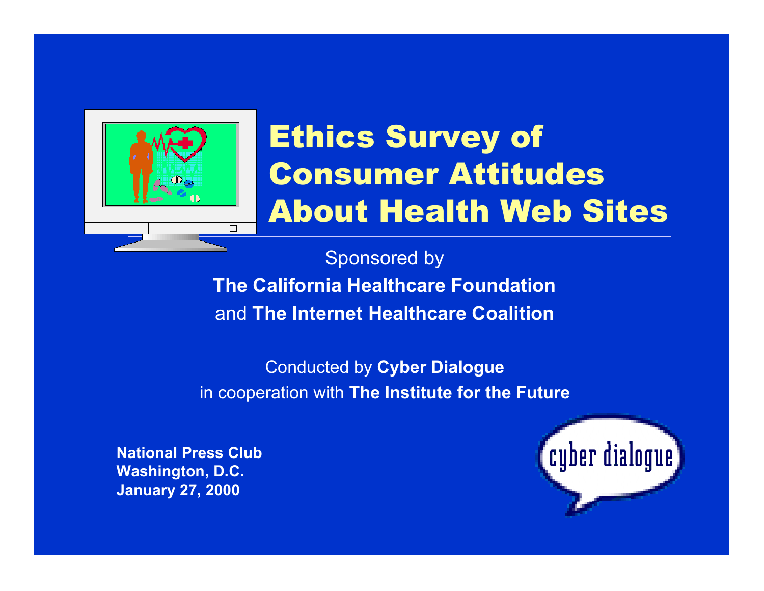# Ethics Survey of Consumer Attitudes About Health Web Sites

Sponsored by

**The California Healthcare Foundation**

and **The Internet Healthcare Coalition**

Conducted by **Cyber Dialogue**

in cooperation with **The Institute for the Future**

**National Press Club**
**Washington, D.C.**
**January 27, 2000**

cyber dialogue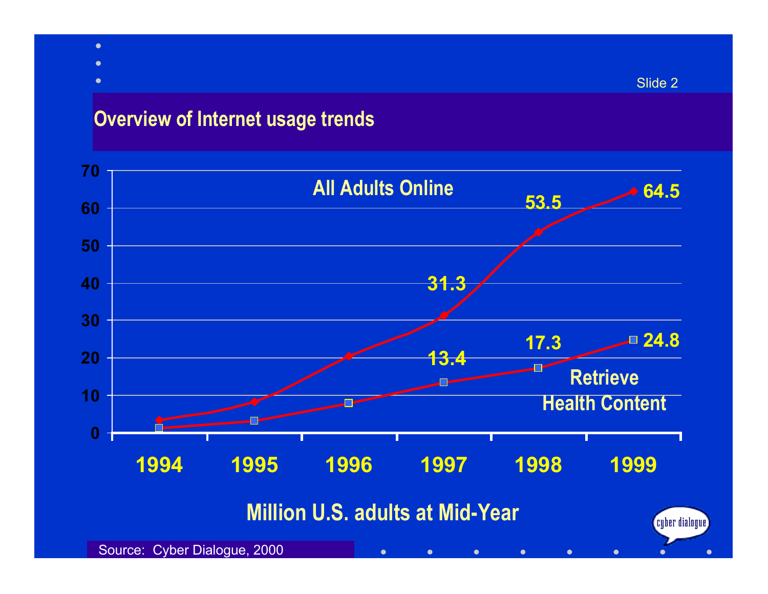## Overview of Internet usage trends

| Year | All Adults Online | Retrieve Health Content |
|---|---|---|
| 1994 | | |
| 1995 | | |
| 1996 | | |
| 1997 | 31.3 | 13.4 |
| 1998 | 53.5 | 17.3 |
| 1999 | 64.5 | 24.8 |

Million U.S. adults at Mid-Year

Source: Cyber Dialogue, 2000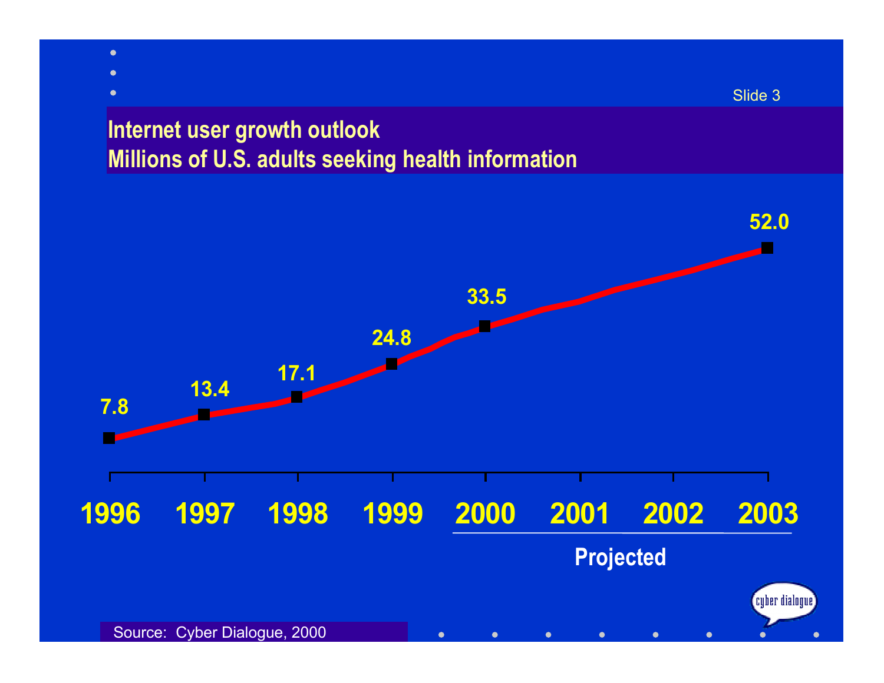## Internet user growth outlook
## Millions of U.S. adults seeking health information

| Year | Millions |
|---|---|
| 1996 | 7.8 |
| 1997 | 13.4 |
| 1998 | 17.1 |
| 1999 | 24.8 |
| 2000 | 33.5 |
| 2001 | |
| 2002 | |
| 2003 | 52.0 |

Projected: 2000–2003

Source: Cyber Dialogue, 2000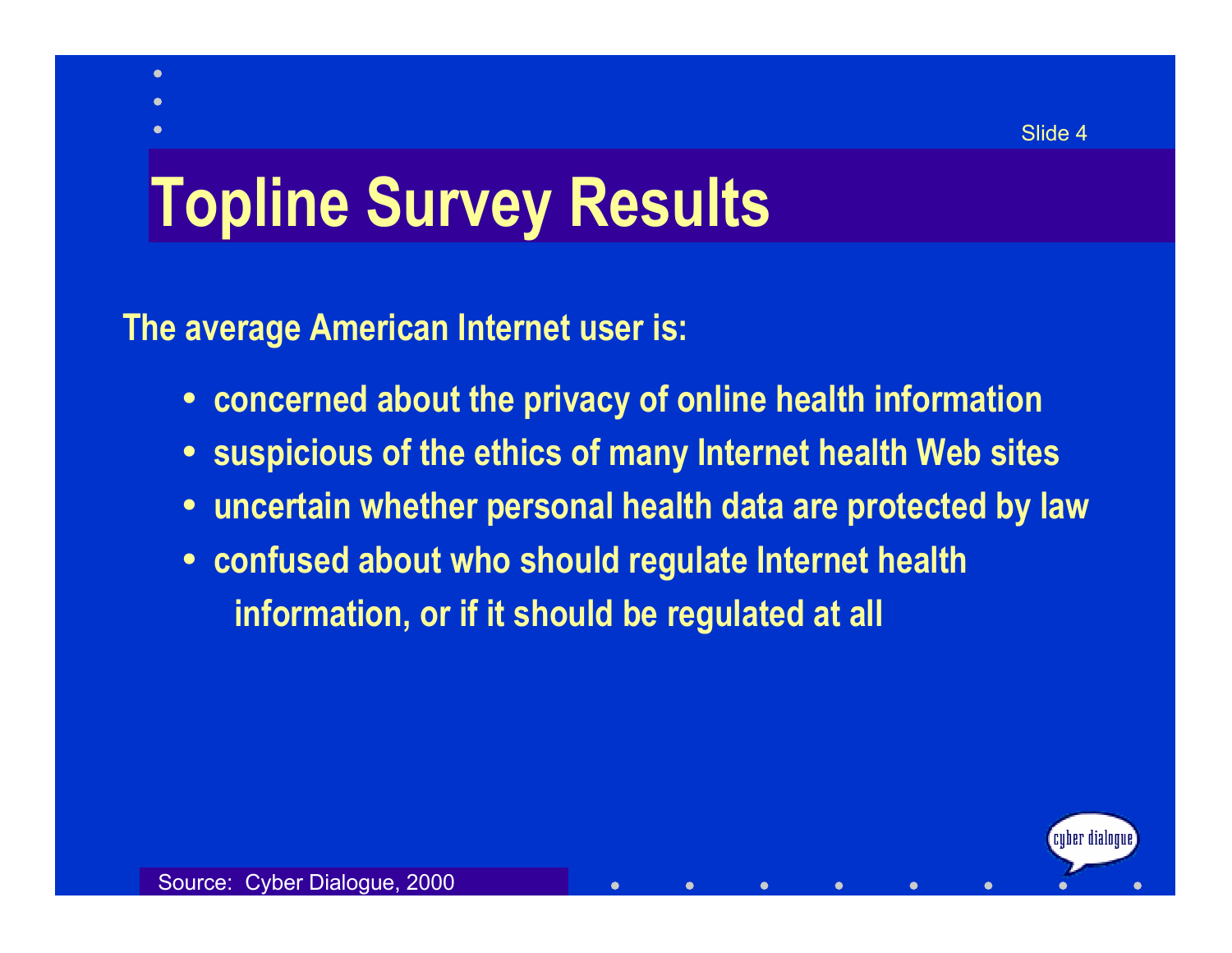# Topline Survey Results

**The average American Internet user is:**

- **concerned about the privacy of online health information**
- **suspicious of the ethics of many Internet health Web sites**
- **uncertain whether personal health data are protected by law**
- **confused about who should regulate Internet health information, or if it should be regulated at all**

Source: Cyber Dialogue, 2000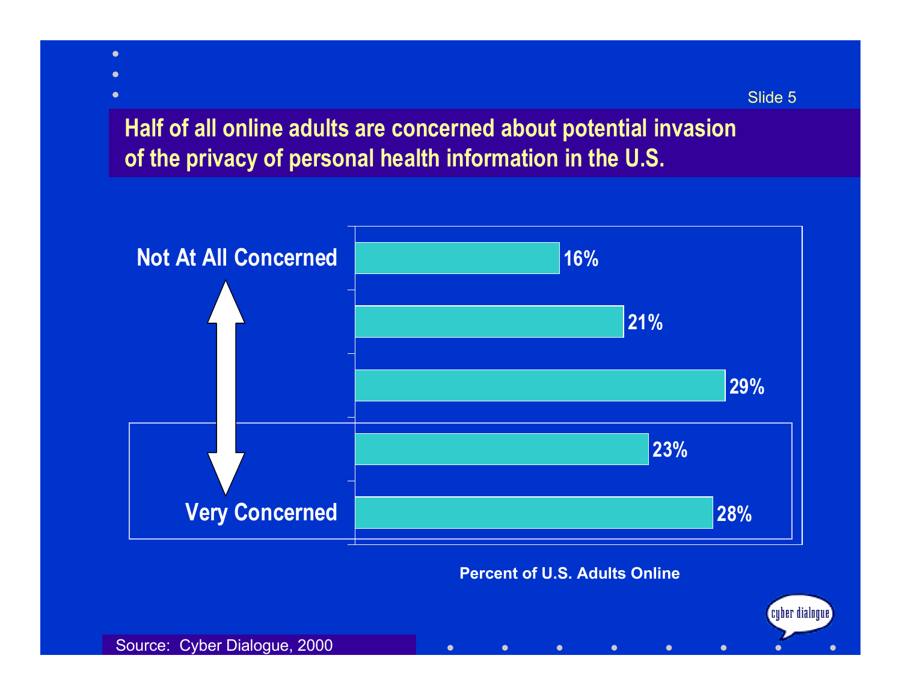## Half of all online adults are concerned about potential invasion of the privacy of personal health information in the U.S.

| Level of Concern | Percent of U.S. Adults Online |
|---|---|
| Not At All Concerned | 16% |
| | 21% |
| | 29% |
| | 23% |
| Very Concerned | 28% |

Percent of U.S. Adults Online

Source: Cyber Dialogue, 2000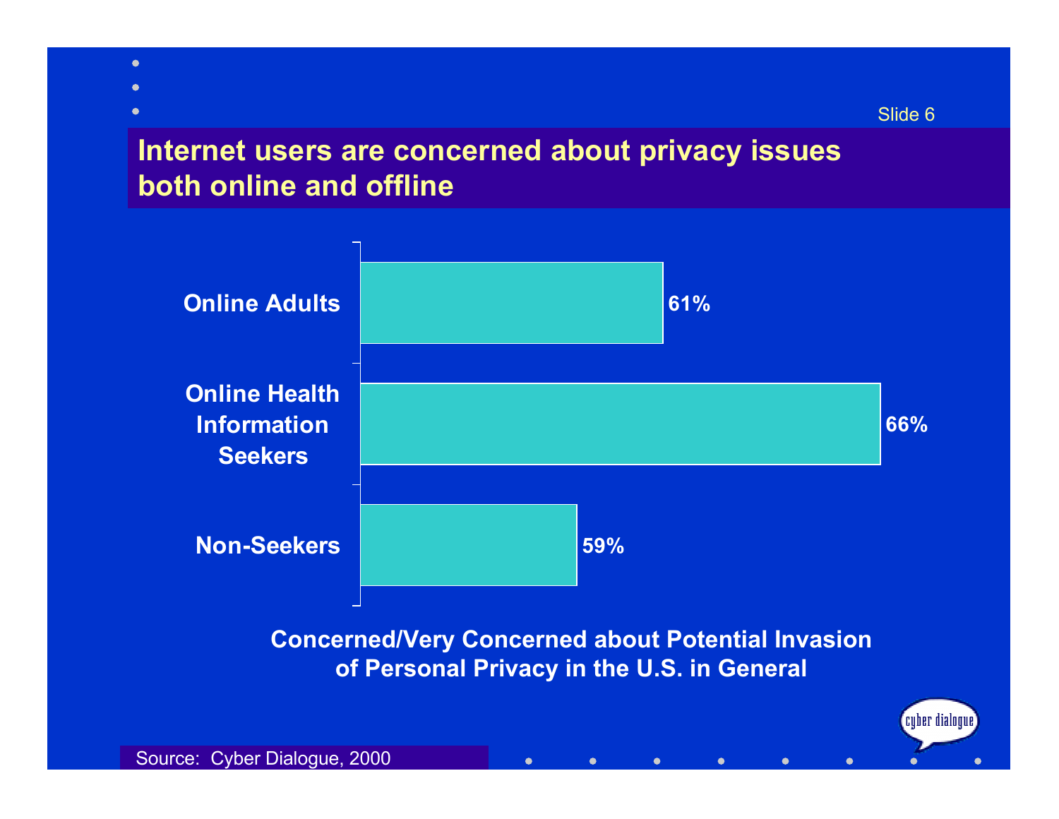# Internet users are concerned about privacy issues both online and offline

| Group | Concerned/Very Concerned |
| --- | --- |
| Online Adults | 61% |
| Online Health Information Seekers | 66% |
| Non-Seekers | 59% |

**Concerned/Very Concerned about Potential Invasion of Personal Privacy in the U.S. in General**

Source: Cyber Dialogue, 2000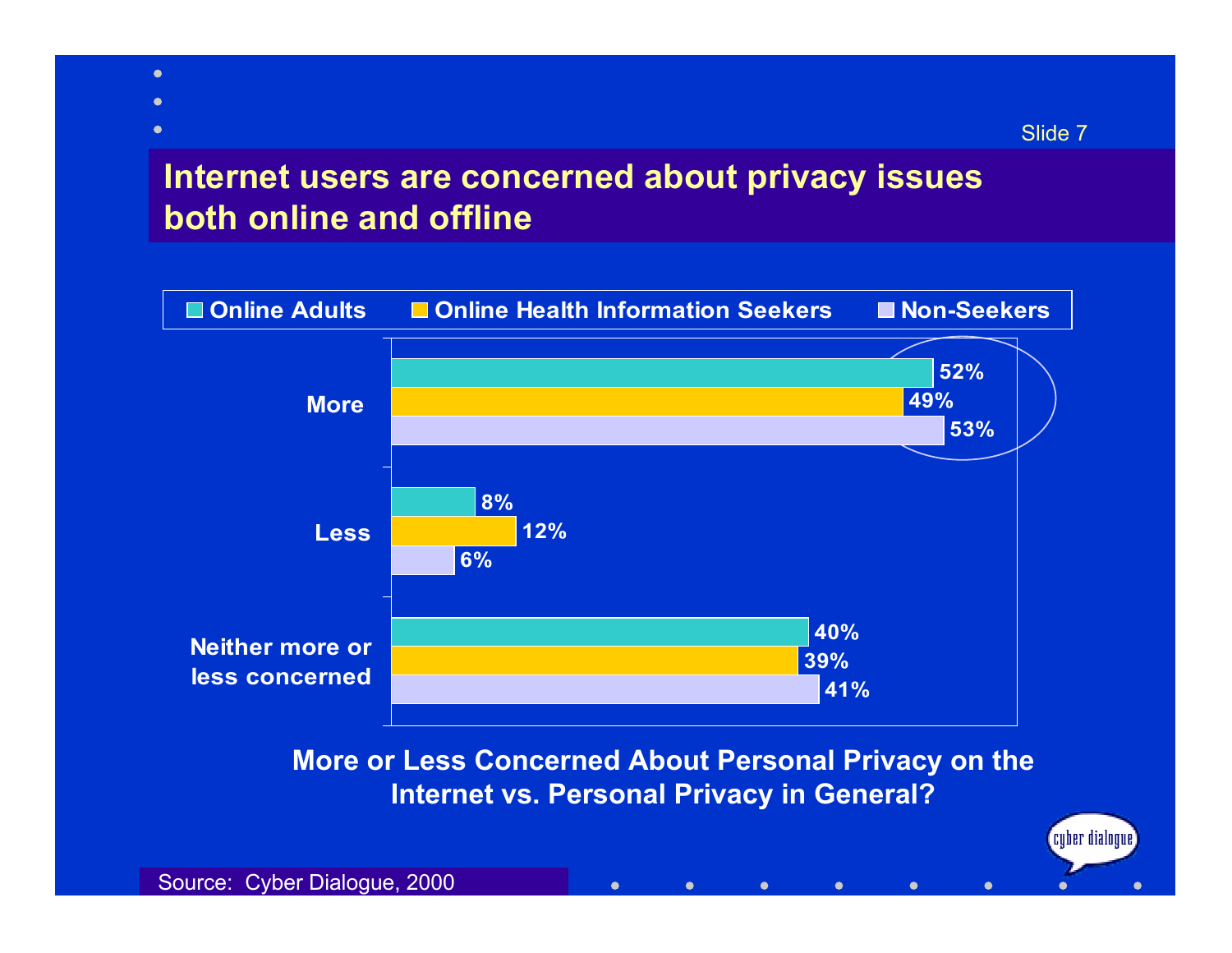# Internet users are concerned about privacy issues both online and offline

| | Online Adults | Online Health Information Seekers | Non-Seekers |
|---|---|---|---|
| More | 52% | 49% | 53% |
| Less | 8% | 12% | 6% |
| Neither more or less concerned | 40% | 39% | 41% |

**More or Less Concerned About Personal Privacy on the Internet vs. Personal Privacy in General?**

Source: Cyber Dialogue, 2000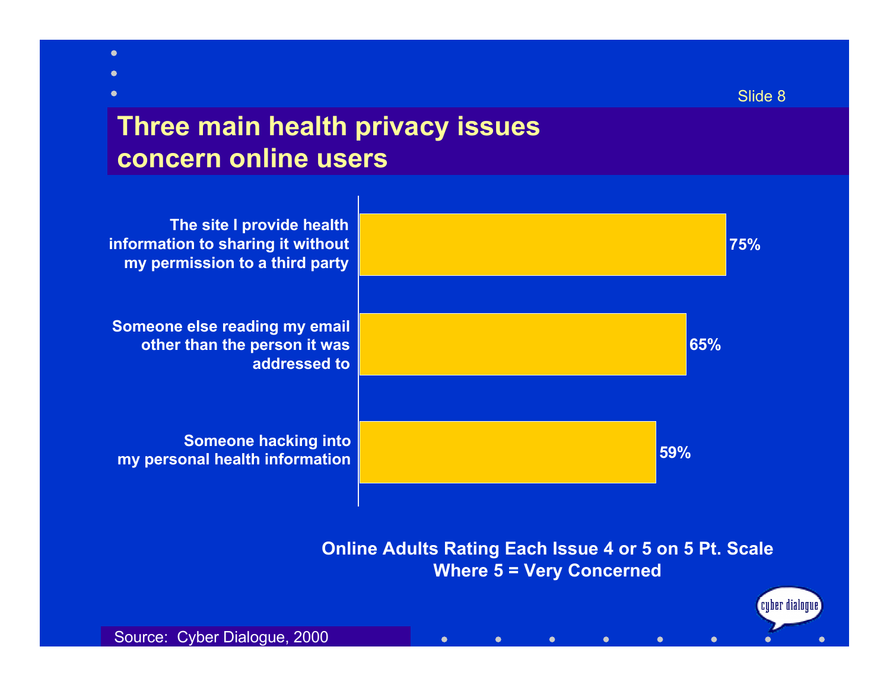## Three main health privacy issues concern online users

| Issue | Percent |
|---|---|
| The site I provide health information to sharing it without my permission to a third party | 75% |
| Someone else reading my email other than the person it was addressed to | 65% |
| Someone hacking into my personal health information | 59% |

**Online Adults Rating Each Issue 4 or 5 on 5 Pt. Scale Where 5 = Very Concerned**

Source: Cyber Dialogue, 2000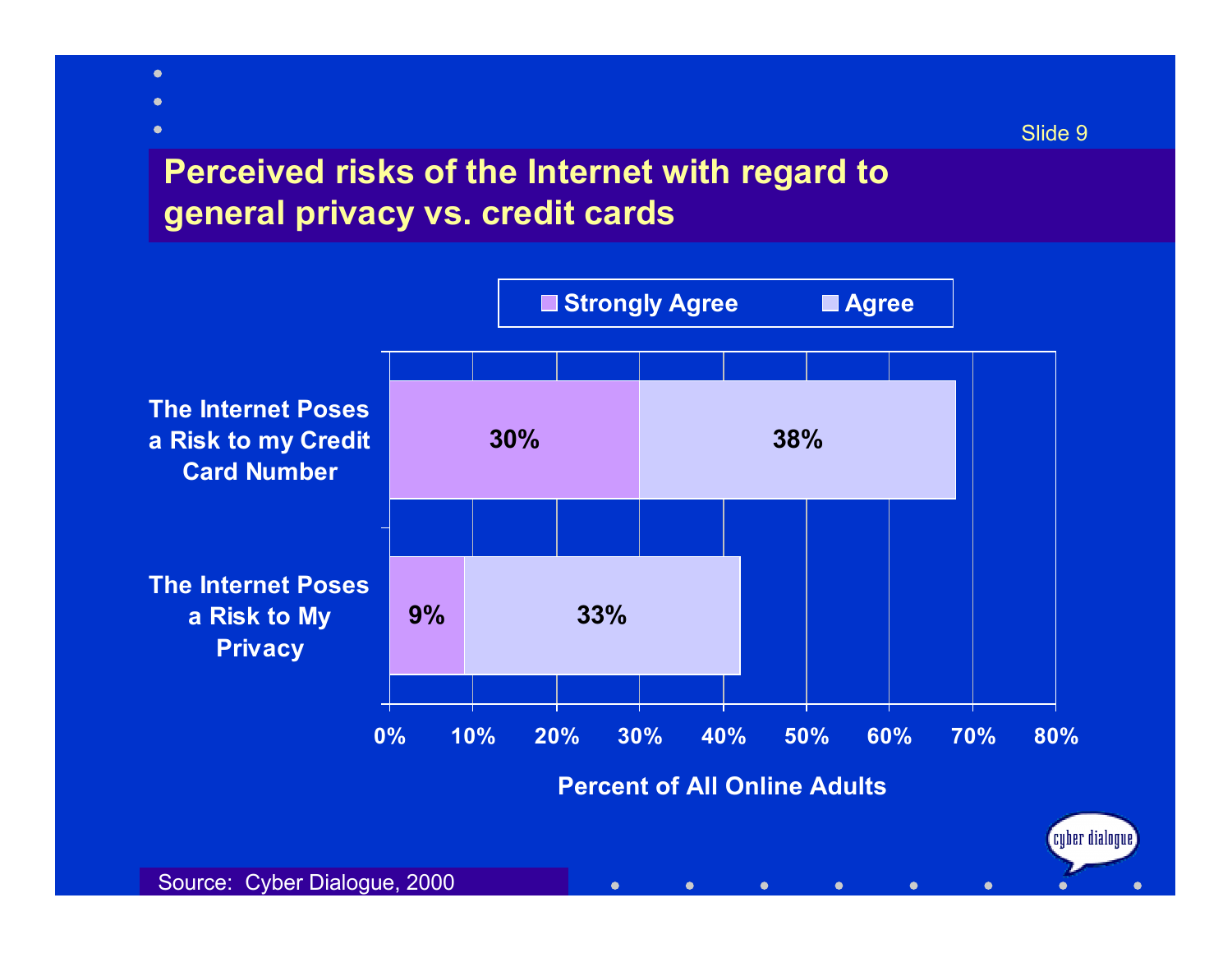# Perceived risks of the Internet with regard to general privacy vs. credit cards

| | Strongly Agree | Agree |
|---|---|---|
| The Internet Poses a Risk to my Credit Card Number | 30% | 38% |
| The Internet Poses a Risk to My Privacy | 9% | 33% |

Percent of All Online Adults

Source: Cyber Dialogue, 2000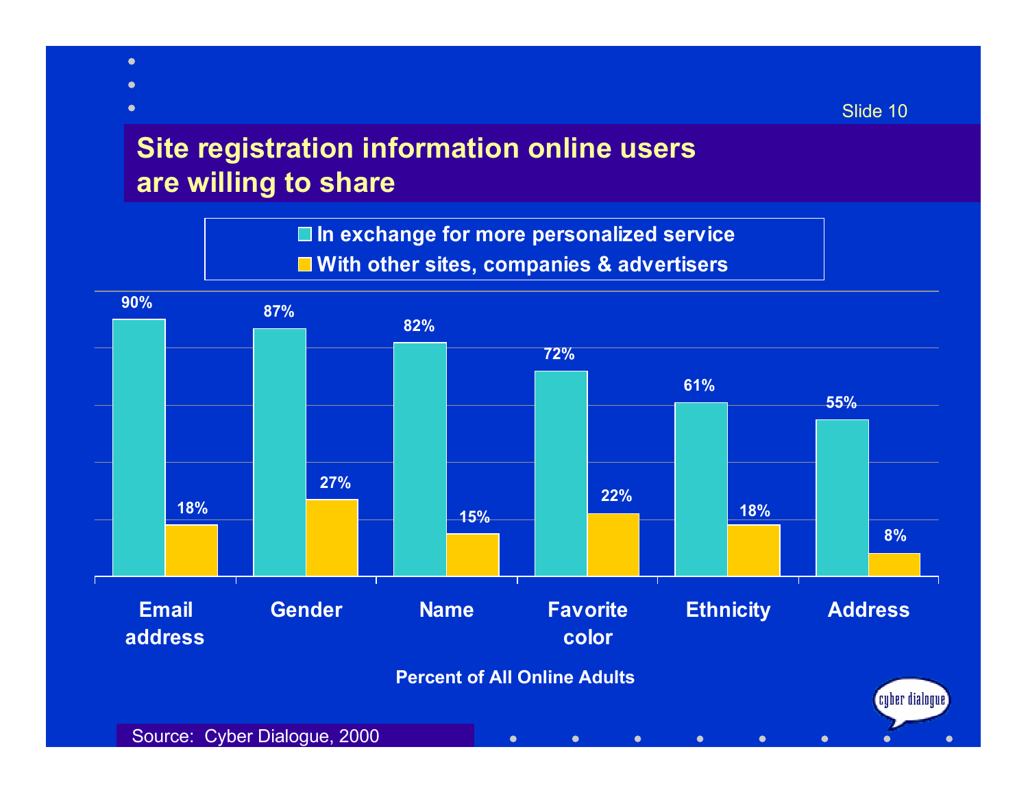# Site registration information online users are willing to share

| | In exchange for more personalized service | With other sites, companies & advertisers |
|---|---|---|
| Email address | 90% | 18% |
| Gender | 87% | 27% |
| Name | 82% | 15% |
| Favorite color | 72% | 22% |
| Ethnicity | 61% | 18% |
| Address | 55% | 8% |

Percent of All Online Adults

Source: Cyber Dialogue, 2000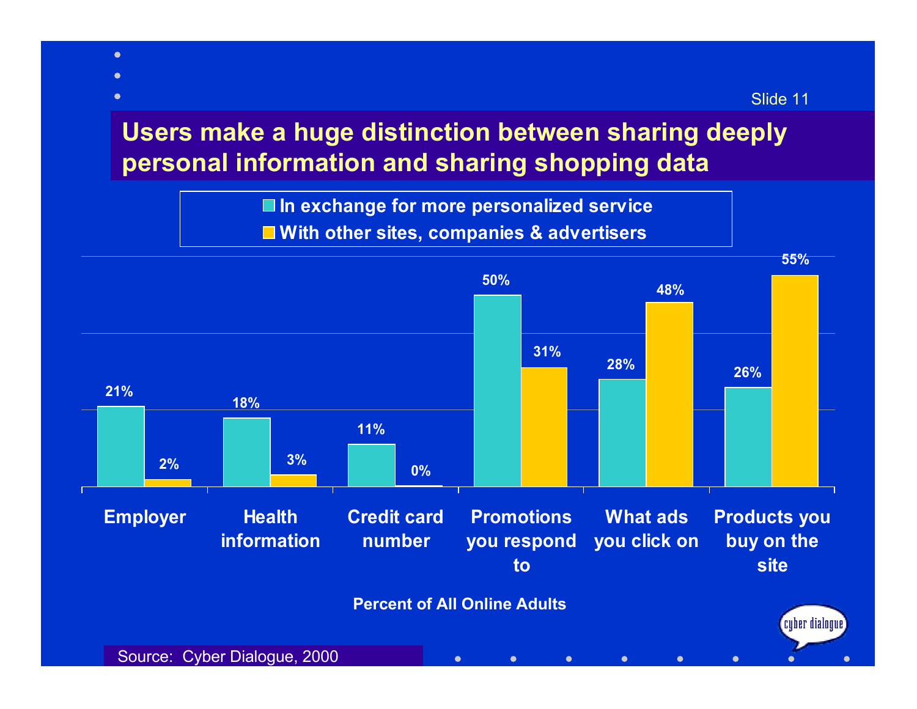## Users make a huge distinction between sharing deeply personal information and sharing shopping data

| | In exchange for more personalized service | With other sites, companies & advertisers |
|---|---|---|
| Employer | 21% | 2% |
| Health information | 18% | 3% |
| Credit card number | 11% | 0% |
| Promotions you respond to | 50% | 31% |
| What ads you click on | 28% | 48% |
| Products you buy on the site | 26% | 55% |

Percent of All Online Adults

Source: Cyber Dialogue, 2000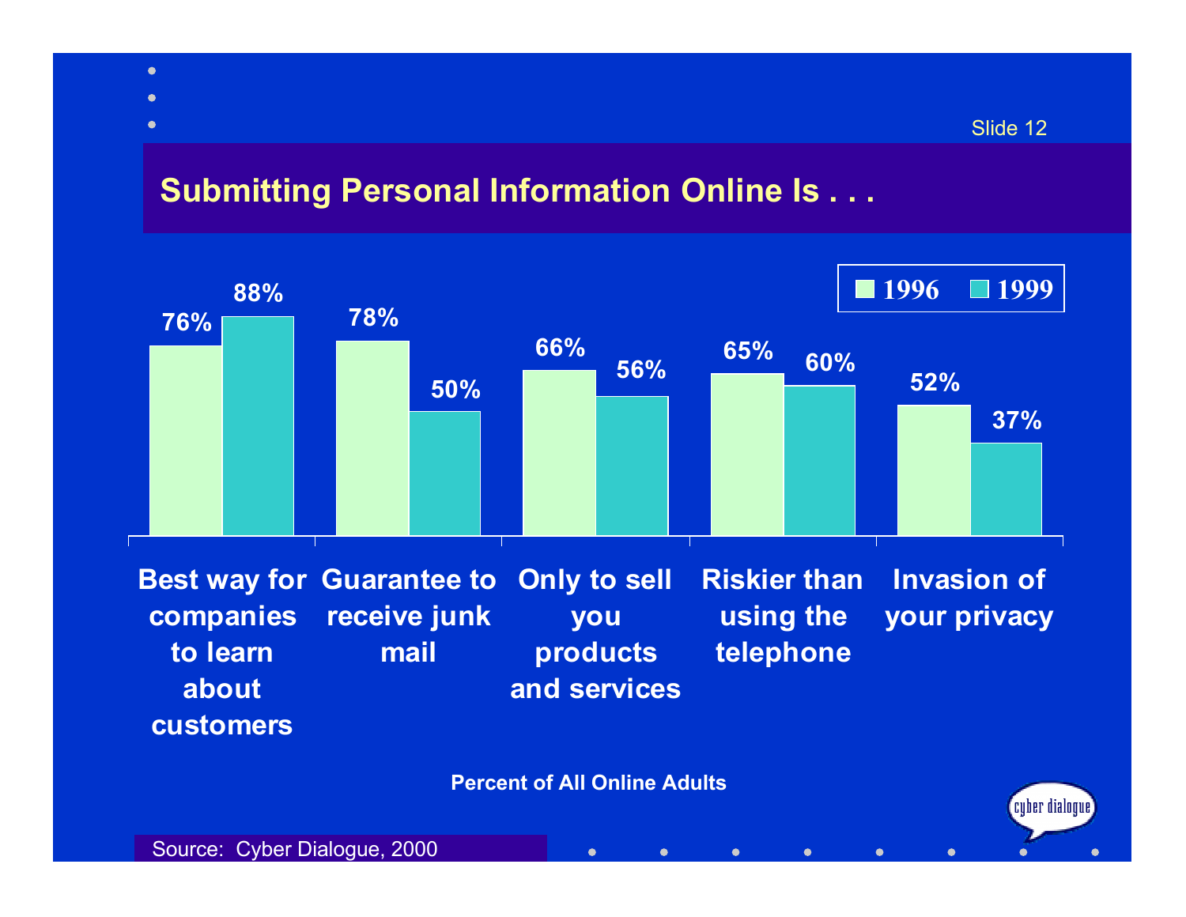## Submitting Personal Information Online Is . . .

| | 1996 | 1999 |
|---|---|---|
| Best way for companies to learn about customers | 76% | 88% |
| Guarantee to receive junk mail | 78% | 50% |
| Only to sell you products and services | 66% | 56% |
| Riskier than using the telephone | 65% | 60% |
| Invasion of your privacy | 52% | 37% |

Percent of All Online Adults

Source: Cyber Dialogue, 2000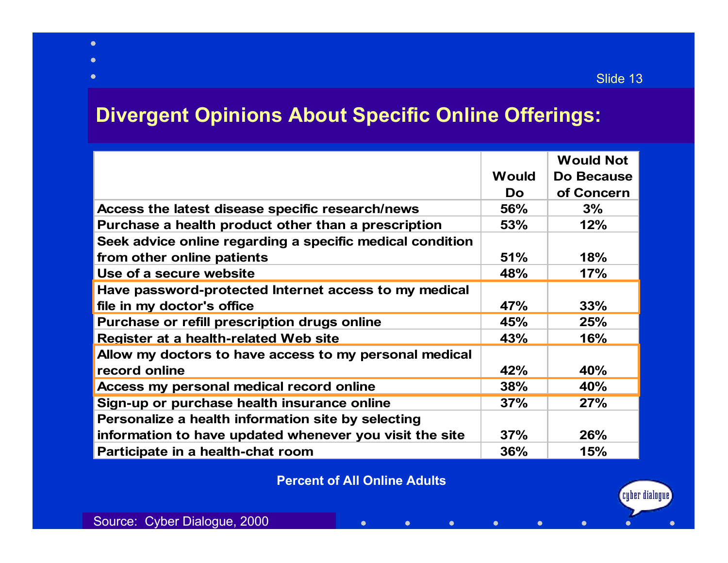## Divergent Opinions About Specific Online Offerings:

| | Would Do | Would Not Do Because of Concern |
|---|---|---|
| Access the latest disease specific research/news | 56% | 3% |
| Purchase a health product other than a prescription | 53% | 12% |
| Seek advice online regarding a specific medical condition from other online patients | 51% | 18% |
| Use of a secure website | 48% | 17% |
| Have password-protected Internet access to my medical file in my doctor's office | 47% | 33% |
| Purchase or refill prescription drugs online | 45% | 25% |
| Register at a health-related Web site | 43% | 16% |
| Allow my doctors to have access to my personal medical record online | 42% | 40% |
| Access my personal medical record online | 38% | 40% |
| Sign-up or purchase health insurance online | 37% | 27% |
| Personalize a health information site by selecting information to have updated whenever you visit the site | 37% | 26% |
| Participate in a health-chat room | 36% | 15% |

**Percent of All Online Adults**

Source: Cyber Dialogue, 2000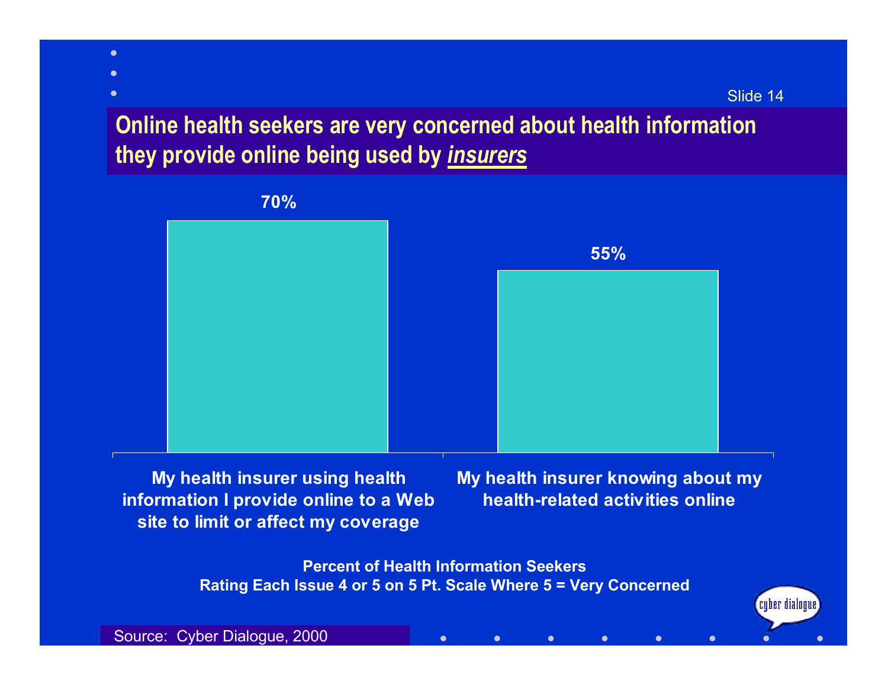## Online health seekers are very concerned about health information they provide online being used by ***insurers***

| | Percent |
|---|---|
| My health insurer using health information I provide online to a Web site to limit or affect my coverage | 70% |
| My health insurer knowing about my health-related activities online | 55% |

**Percent of Health Information Seekers**
**Rating Each Issue 4 or 5 on 5 Pt. Scale Where 5 = Very Concerned**

Source: Cyber Dialogue, 2000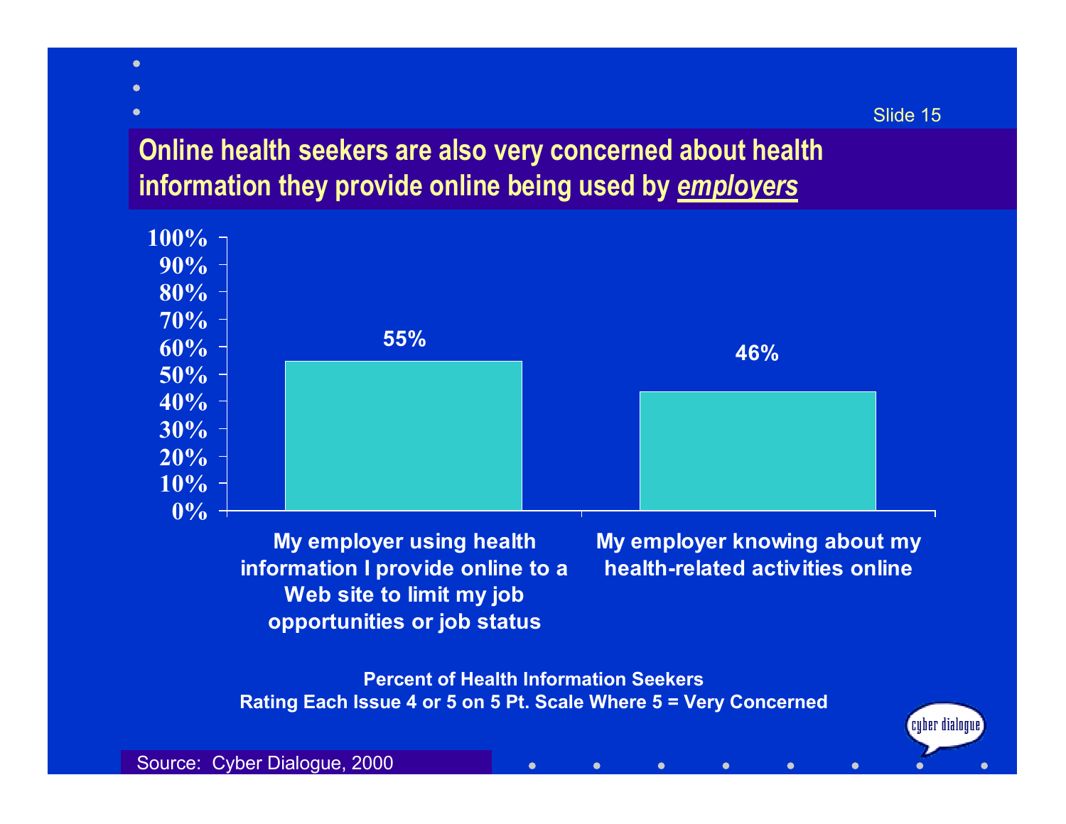# Online health seekers are also very concerned about health information they provide online being used by ***employers***

| Issue | Percent |
| --- | --- |
| My employer using health information I provide online to a Web site to limit my job opportunities or job status | 55% |
| My employer knowing about my health-related activities online | 46% |

**Percent of Health Information Seekers Rating Each Issue 4 or 5 on 5 Pt. Scale Where 5 = Very Concerned**

Source: Cyber Dialogue, 2000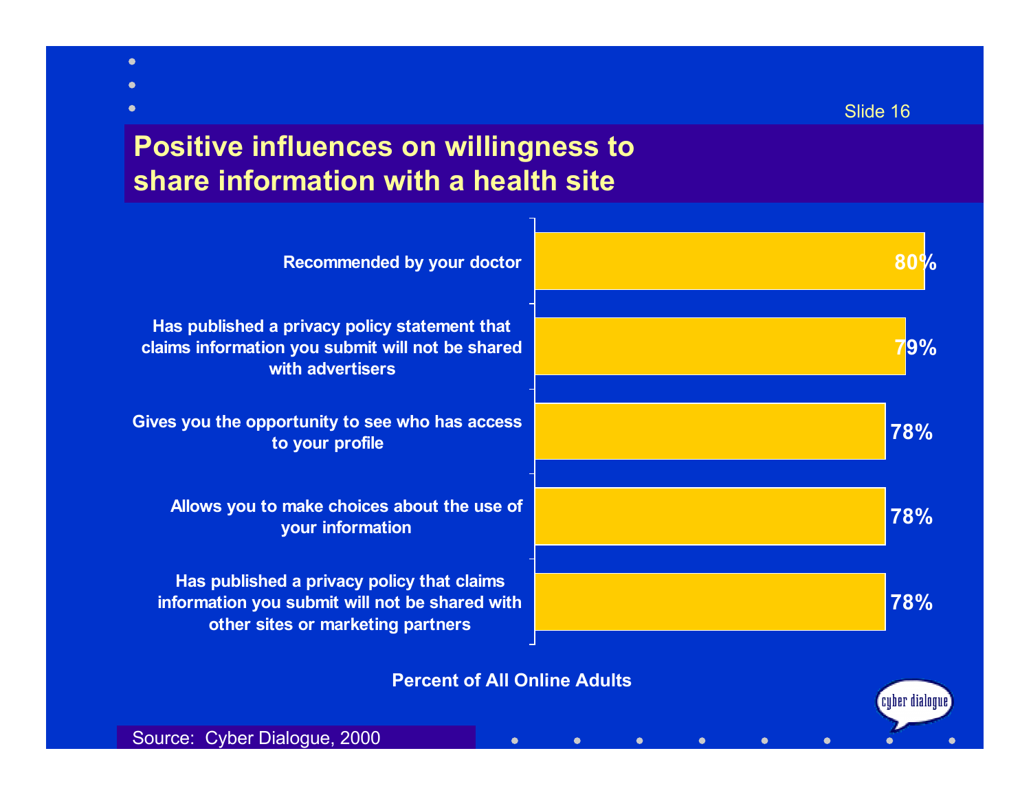## Positive influences on willingness to share information with a health site

| Influence | Percent of All Online Adults |
|---|---|
| Recommended by your doctor | 80% |
| Has published a privacy policy statement that claims information you submit will not be shared with advertisers | 79% |
| Gives you the opportunity to see who has access to your profile | 78% |
| Allows you to make choices about the use of your information | 78% |
| Has published a privacy policy that claims information you submit will not be shared with other sites or marketing partners | 78% |

Percent of All Online Adults

Source: Cyber Dialogue, 2000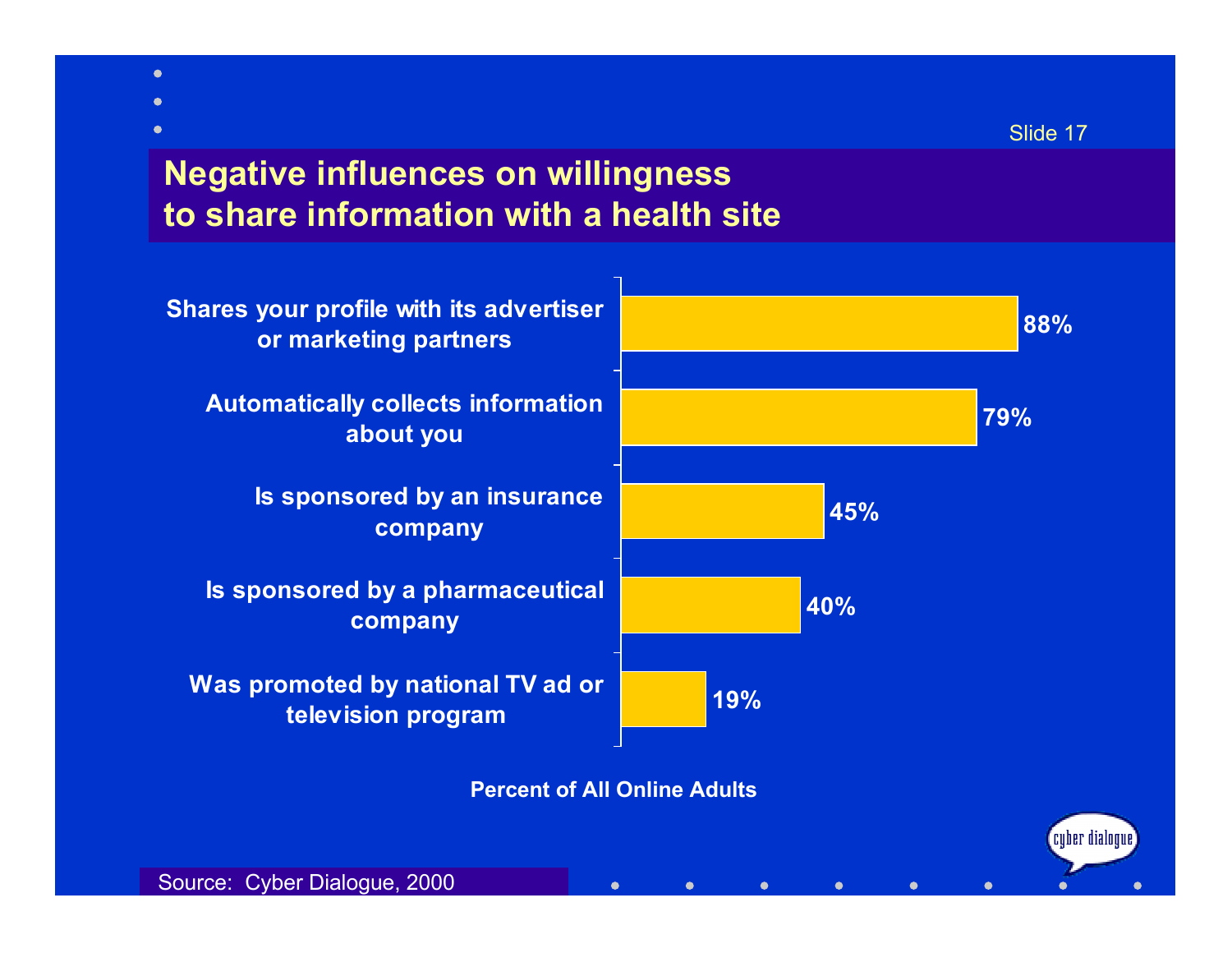# Negative influences on willingness to share information with a health site

| Influence | Percent of All Online Adults |
|---|---|
| Shares your profile with its advertiser or marketing partners | 88% |
| Automatically collects information about you | 79% |
| Is sponsored by an insurance company | 45% |
| Is sponsored by a pharmaceutical company | 40% |
| Was promoted by national TV ad or television program | 19% |

Percent of All Online Adults

Source: Cyber Dialogue, 2000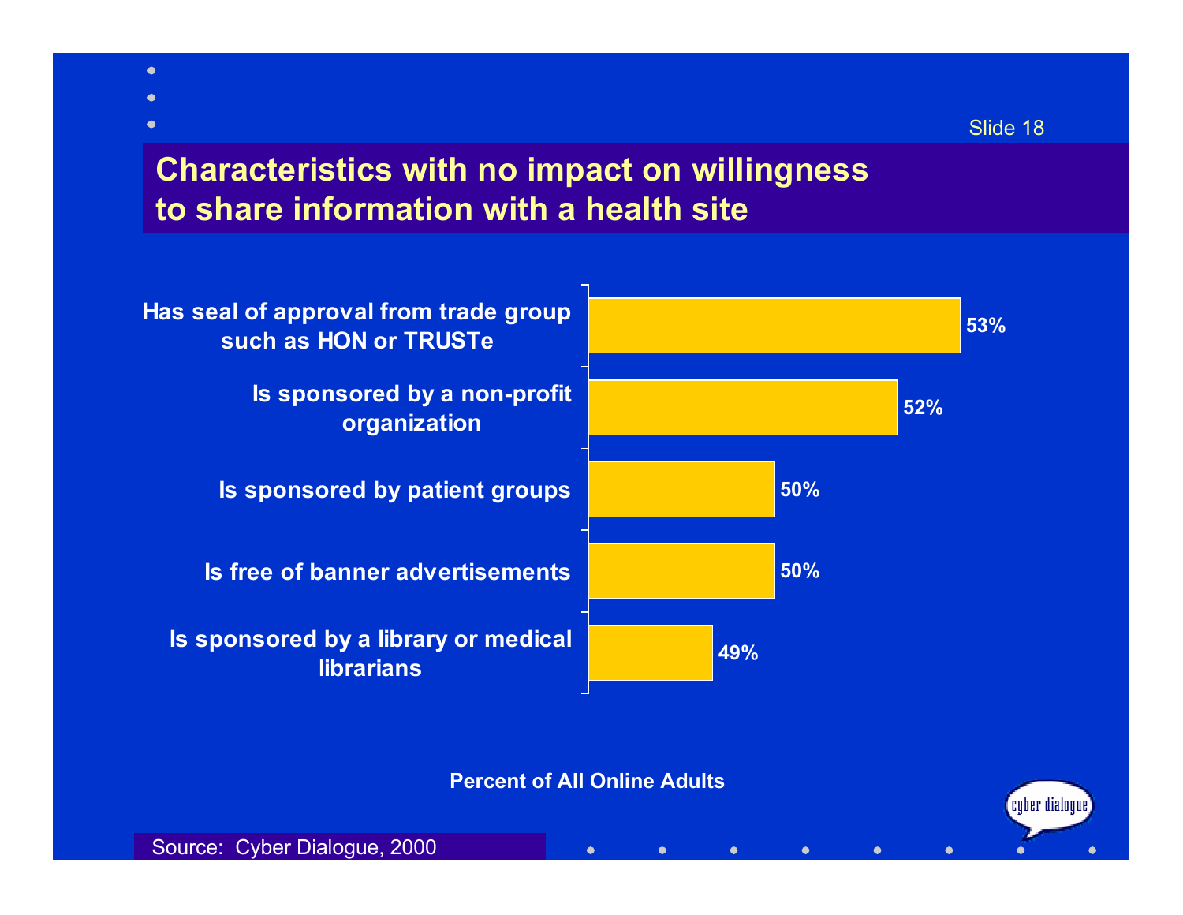## Characteristics with no impact on willingness to share information with a health site

| Characteristic | Percent of All Online Adults |
|---|---|
| Has seal of approval from trade group such as HON or TRUSTe | 53% |
| Is sponsored by a non-profit organization | 52% |
| Is sponsored by patient groups | 50% |
| Is free of banner advertisements | 50% |
| Is sponsored by a library or medical librarians | 49% |

Percent of All Online Adults

Source: Cyber Dialogue, 2000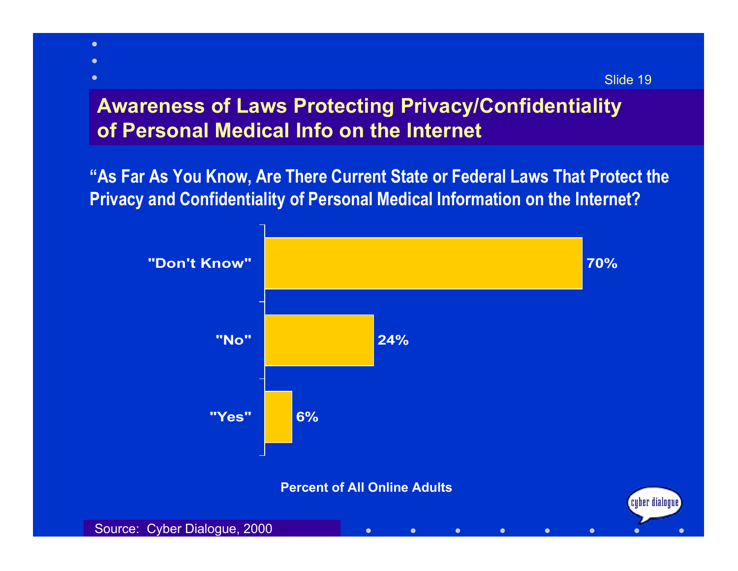# Awareness of Laws Protecting Privacy/Confidentiality of Personal Medical Info on the Internet

**"As Far As You Know, Are There Current State or Federal Laws That Protect the Privacy and Confidentiality of Personal Medical Information on the Internet?**

| Response | Percent of All Online Adults |
| --- | --- |
| "Don't Know" | 70% |
| "No" | 24% |
| "Yes" | 6% |

**Percent of All Online Adults**

Source: Cyber Dialogue, 2000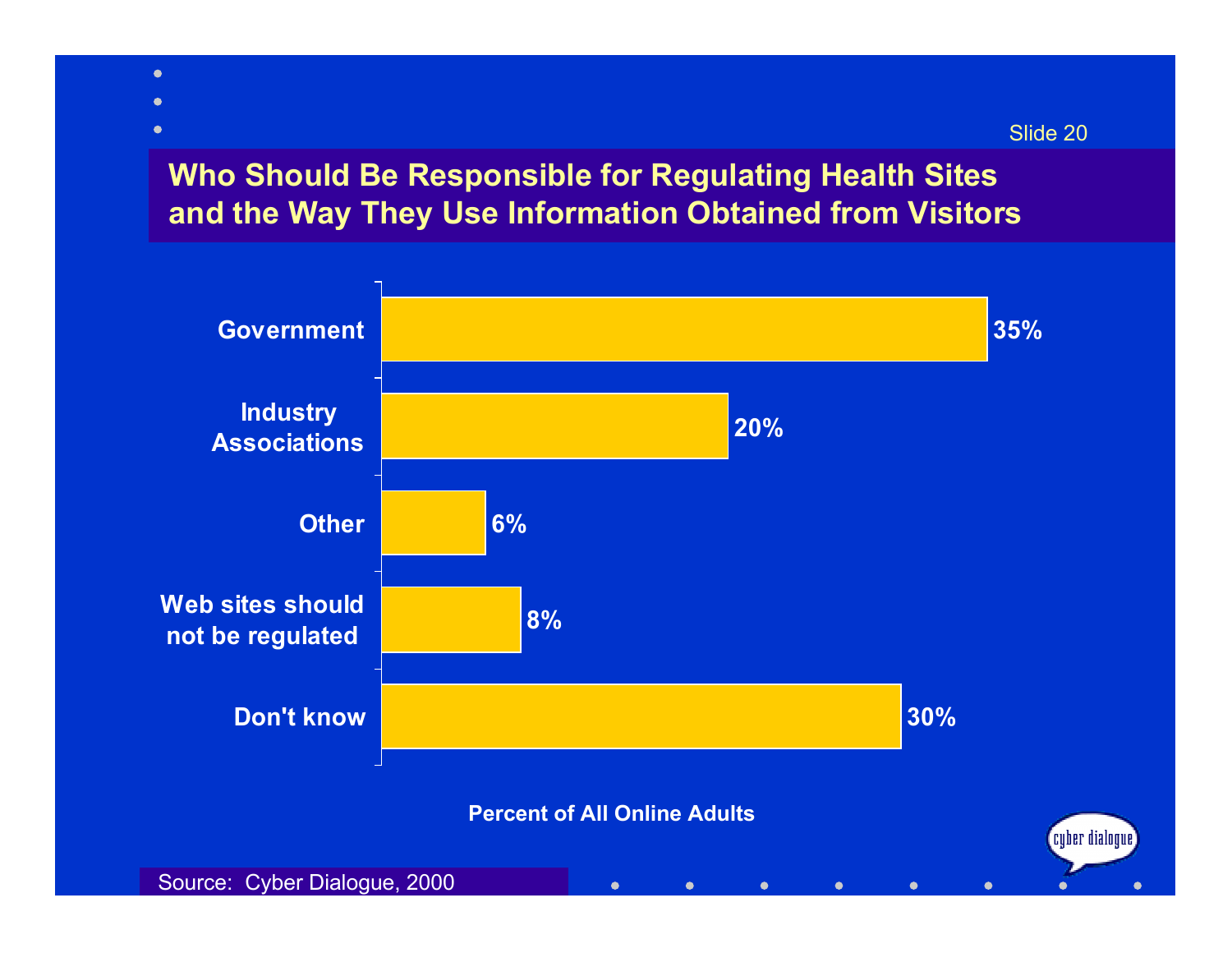# Who Should Be Responsible for Regulating Health Sites and the Way They Use Information Obtained from Visitors

| Response | Percent of All Online Adults |
|---|---|
| Government | 35% |
| Industry Associations | 20% |
| Other | 6% |
| Web sites should not be regulated | 8% |
| Don't know | 30% |

Percent of All Online Adults

Source: Cyber Dialogue, 2000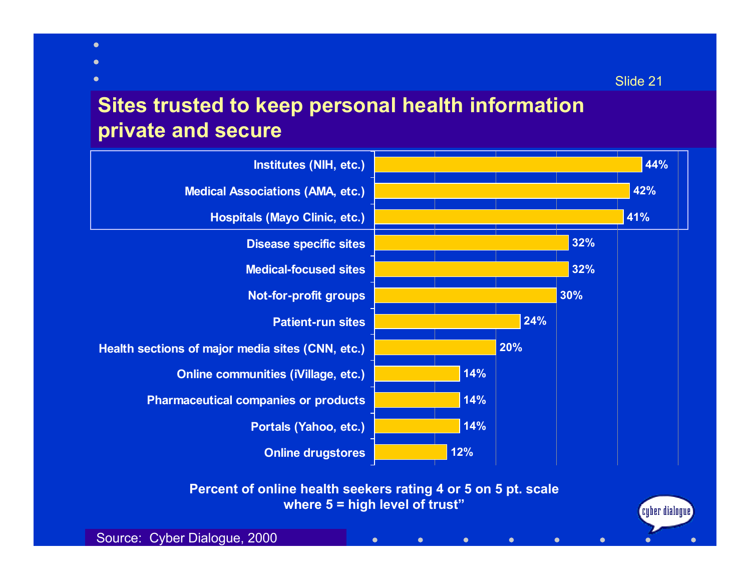## Sites trusted to keep personal health information private and secure

| Site | Percent |
|---|---|
| Institutes (NIH, etc.) | 44% |
| Medical Associations (AMA, etc.) | 42% |
| Hospitals (Mayo Clinic, etc.) | 41% |
| Disease specific sites | 32% |
| Medical-focused sites | 32% |
| Not-for-profit groups | 30% |
| Patient-run sites | 24% |
| Health sections of major media sites (CNN, etc.) | 20% |
| Online communities (iVillage, etc.) | 14% |
| Pharmaceutical companies or products | 14% |
| Portals (Yahoo, etc.) | 14% |
| Online drugstores | 12% |

**Percent of online health seekers rating 4 or 5 on 5 pt. scale where 5 = high level of trust"**

Source: Cyber Dialogue, 2000

cyber dialogue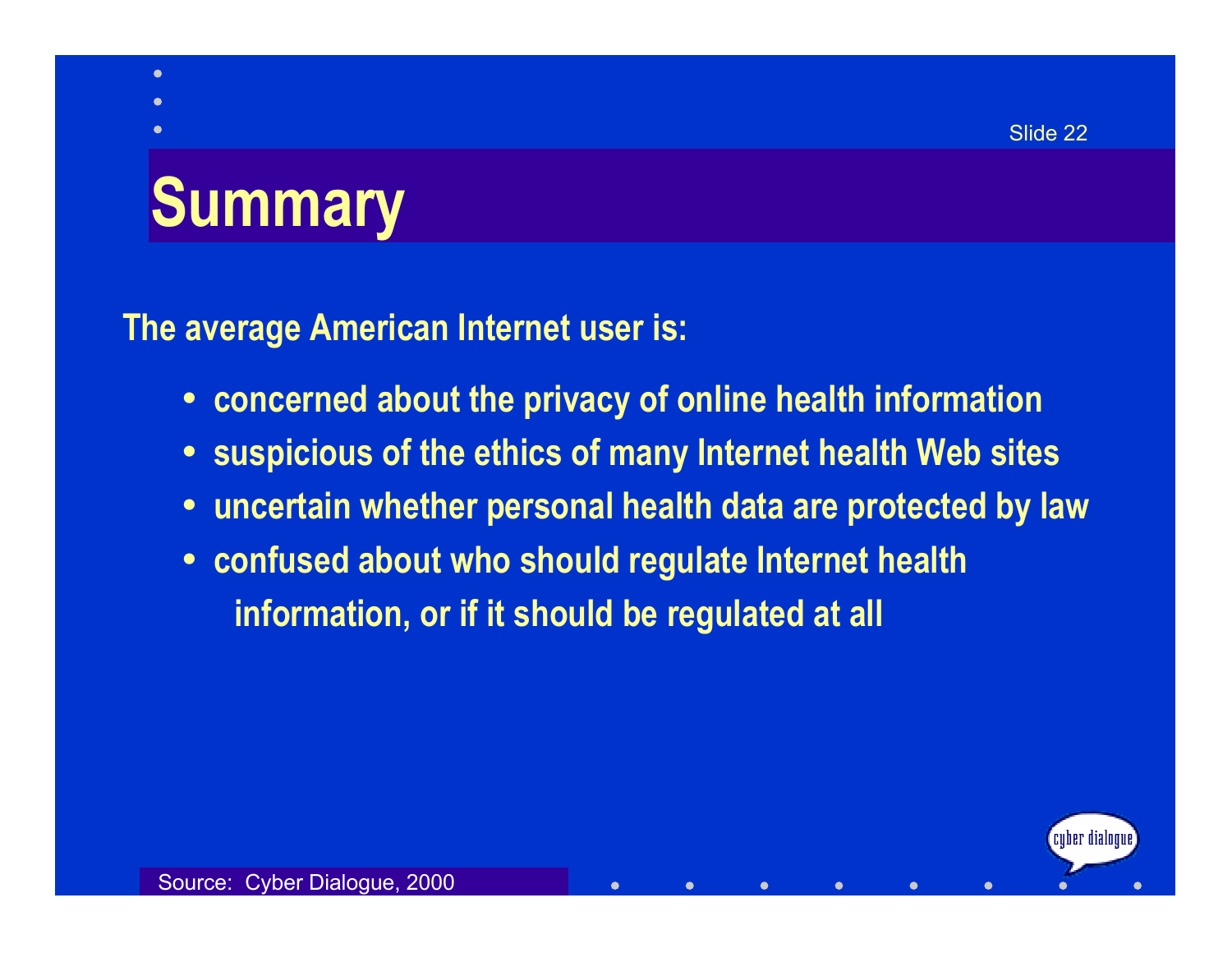# Summary

**The average American Internet user is:**

- **concerned about the privacy of online health information**
- **suspicious of the ethics of many Internet health Web sites**
- **uncertain whether personal health data are protected by law**
- **confused about who should regulate Internet health information, or if it should be regulated at all**

Source: Cyber Dialogue, 2000